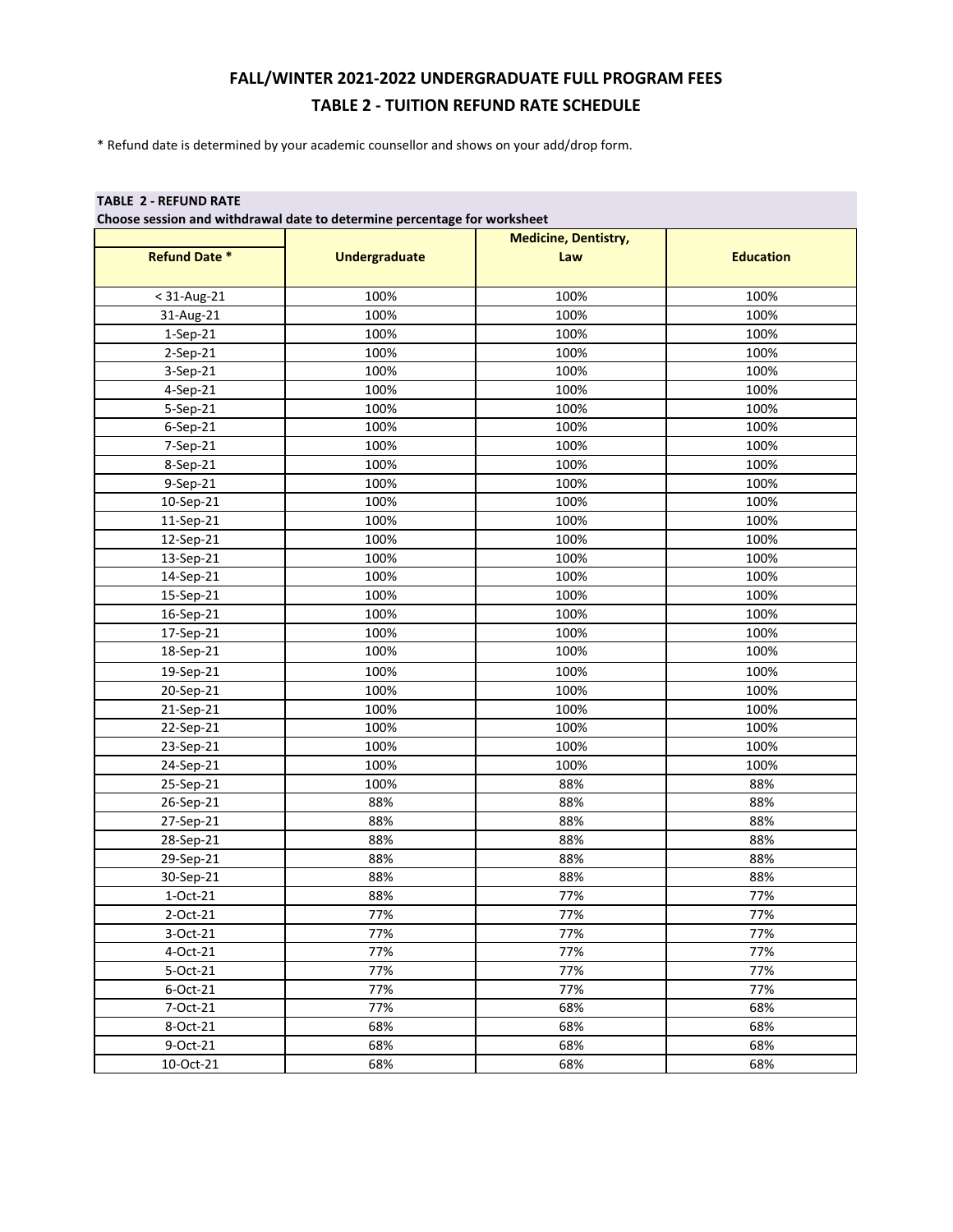# FALL/WINTER 2021-2022 UNDERGRADUATE FULL PROGRAM FEES

## TABLE 2 - TUITION REFUND RATE SCHEDULE

* Refund date is determined by your academic counsellor and shows on your add/drop form.

**TABLE 2 - REFUND RATE**

**Choose session and withdrawal date to determine percentage for worksheet**

| Refund Date * | Undergraduate | Medicine, Dentistry, Law | Education |
|---|---|---|---|
| < 31-Aug-21 | 100% | 100% | 100% |
| 31-Aug-21 | 100% | 100% | 100% |
| 1-Sep-21 | 100% | 100% | 100% |
| 2-Sep-21 | 100% | 100% | 100% |
| 3-Sep-21 | 100% | 100% | 100% |
| 4-Sep-21 | 100% | 100% | 100% |
| 5-Sep-21 | 100% | 100% | 100% |
| 6-Sep-21 | 100% | 100% | 100% |
| 7-Sep-21 | 100% | 100% | 100% |
| 8-Sep-21 | 100% | 100% | 100% |
| 9-Sep-21 | 100% | 100% | 100% |
| 10-Sep-21 | 100% | 100% | 100% |
| 11-Sep-21 | 100% | 100% | 100% |
| 12-Sep-21 | 100% | 100% | 100% |
| 13-Sep-21 | 100% | 100% | 100% |
| 14-Sep-21 | 100% | 100% | 100% |
| 15-Sep-21 | 100% | 100% | 100% |
| 16-Sep-21 | 100% | 100% | 100% |
| 17-Sep-21 | 100% | 100% | 100% |
| 18-Sep-21 | 100% | 100% | 100% |
| 19-Sep-21 | 100% | 100% | 100% |
| 20-Sep-21 | 100% | 100% | 100% |
| 21-Sep-21 | 100% | 100% | 100% |
| 22-Sep-21 | 100% | 100% | 100% |
| 23-Sep-21 | 100% | 100% | 100% |
| 24-Sep-21 | 100% | 100% | 100% |
| 25-Sep-21 | 100% | 88% | 88% |
| 26-Sep-21 | 88% | 88% | 88% |
| 27-Sep-21 | 88% | 88% | 88% |
| 28-Sep-21 | 88% | 88% | 88% |
| 29-Sep-21 | 88% | 88% | 88% |
| 30-Sep-21 | 88% | 88% | 88% |
| 1-Oct-21 | 88% | 77% | 77% |
| 2-Oct-21 | 77% | 77% | 77% |
| 3-Oct-21 | 77% | 77% | 77% |
| 4-Oct-21 | 77% | 77% | 77% |
| 5-Oct-21 | 77% | 77% | 77% |
| 6-Oct-21 | 77% | 77% | 77% |
| 7-Oct-21 | 77% | 68% | 68% |
| 8-Oct-21 | 68% | 68% | 68% |
| 9-Oct-21 | 68% | 68% | 68% |
| 10-Oct-21 | 68% | 68% | 68% |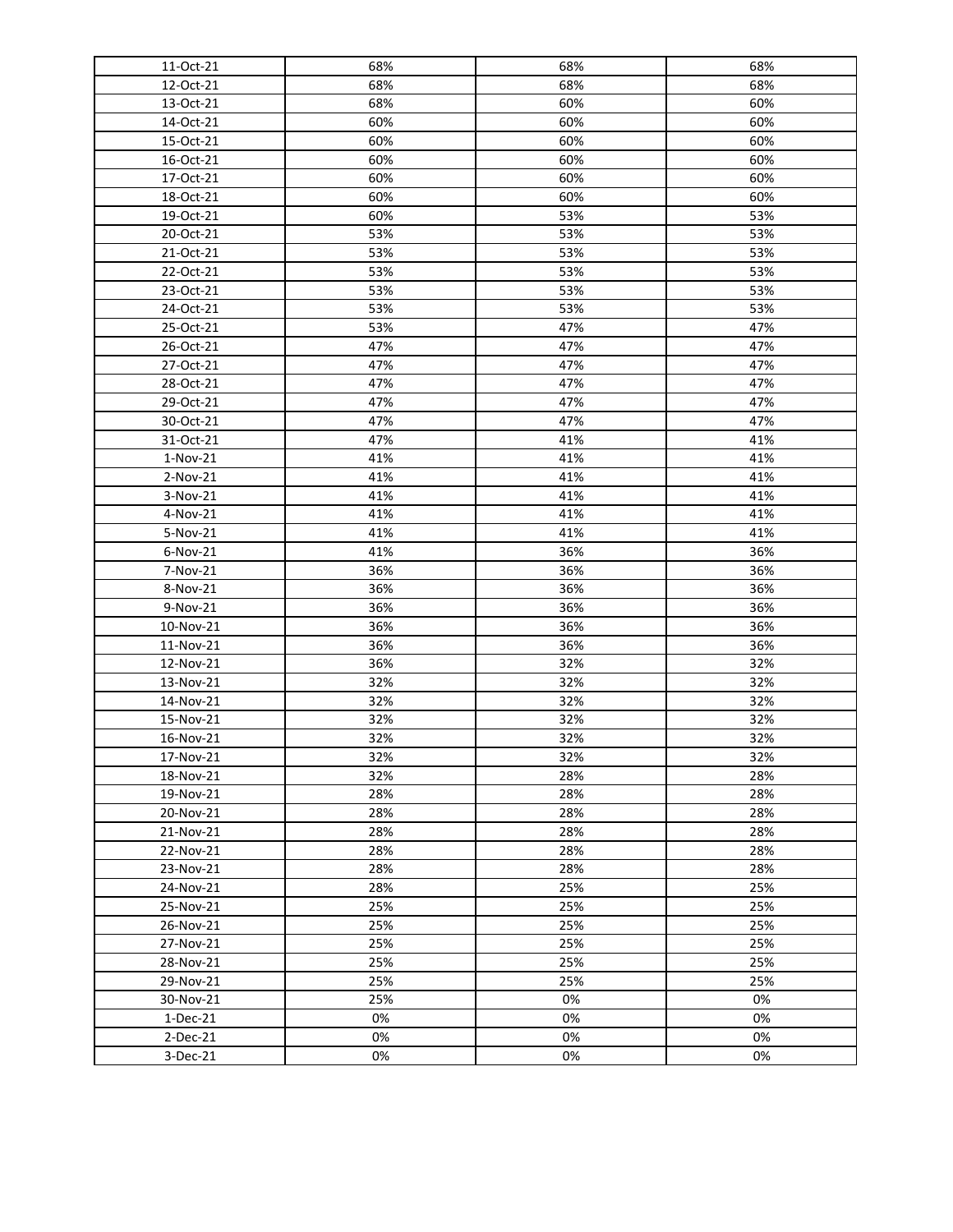| | | | |
|---|---|---|---|
| 11-Oct-21 | 68% | 68% | 68% |
| 12-Oct-21 | 68% | 68% | 68% |
| 13-Oct-21 | 68% | 60% | 60% |
| 14-Oct-21 | 60% | 60% | 60% |
| 15-Oct-21 | 60% | 60% | 60% |
| 16-Oct-21 | 60% | 60% | 60% |
| 17-Oct-21 | 60% | 60% | 60% |
| 18-Oct-21 | 60% | 60% | 60% |
| 19-Oct-21 | 60% | 53% | 53% |
| 20-Oct-21 | 53% | 53% | 53% |
| 21-Oct-21 | 53% | 53% | 53% |
| 22-Oct-21 | 53% | 53% | 53% |
| 23-Oct-21 | 53% | 53% | 53% |
| 24-Oct-21 | 53% | 53% | 53% |
| 25-Oct-21 | 53% | 47% | 47% |
| 26-Oct-21 | 47% | 47% | 47% |
| 27-Oct-21 | 47% | 47% | 47% |
| 28-Oct-21 | 47% | 47% | 47% |
| 29-Oct-21 | 47% | 47% | 47% |
| 30-Oct-21 | 47% | 47% | 47% |
| 31-Oct-21 | 47% | 41% | 41% |
| 1-Nov-21 | 41% | 41% | 41% |
| 2-Nov-21 | 41% | 41% | 41% |
| 3-Nov-21 | 41% | 41% | 41% |
| 4-Nov-21 | 41% | 41% | 41% |
| 5-Nov-21 | 41% | 41% | 41% |
| 6-Nov-21 | 41% | 36% | 36% |
| 7-Nov-21 | 36% | 36% | 36% |
| 8-Nov-21 | 36% | 36% | 36% |
| 9-Nov-21 | 36% | 36% | 36% |
| 10-Nov-21 | 36% | 36% | 36% |
| 11-Nov-21 | 36% | 36% | 36% |
| 12-Nov-21 | 36% | 32% | 32% |
| 13-Nov-21 | 32% | 32% | 32% |
| 14-Nov-21 | 32% | 32% | 32% |
| 15-Nov-21 | 32% | 32% | 32% |
| 16-Nov-21 | 32% | 32% | 32% |
| 17-Nov-21 | 32% | 32% | 32% |
| 18-Nov-21 | 32% | 28% | 28% |
| 19-Nov-21 | 28% | 28% | 28% |
| 20-Nov-21 | 28% | 28% | 28% |
| 21-Nov-21 | 28% | 28% | 28% |
| 22-Nov-21 | 28% | 28% | 28% |
| 23-Nov-21 | 28% | 28% | 28% |
| 24-Nov-21 | 28% | 25% | 25% |
| 25-Nov-21 | 25% | 25% | 25% |
| 26-Nov-21 | 25% | 25% | 25% |
| 27-Nov-21 | 25% | 25% | 25% |
| 28-Nov-21 | 25% | 25% | 25% |
| 29-Nov-21 | 25% | 25% | 25% |
| 30-Nov-21 | 25% | 0% | 0% |
| 1-Dec-21 | 0% | 0% | 0% |
| 2-Dec-21 | 0% | 0% | 0% |
| 3-Dec-21 | 0% | 0% | 0% |